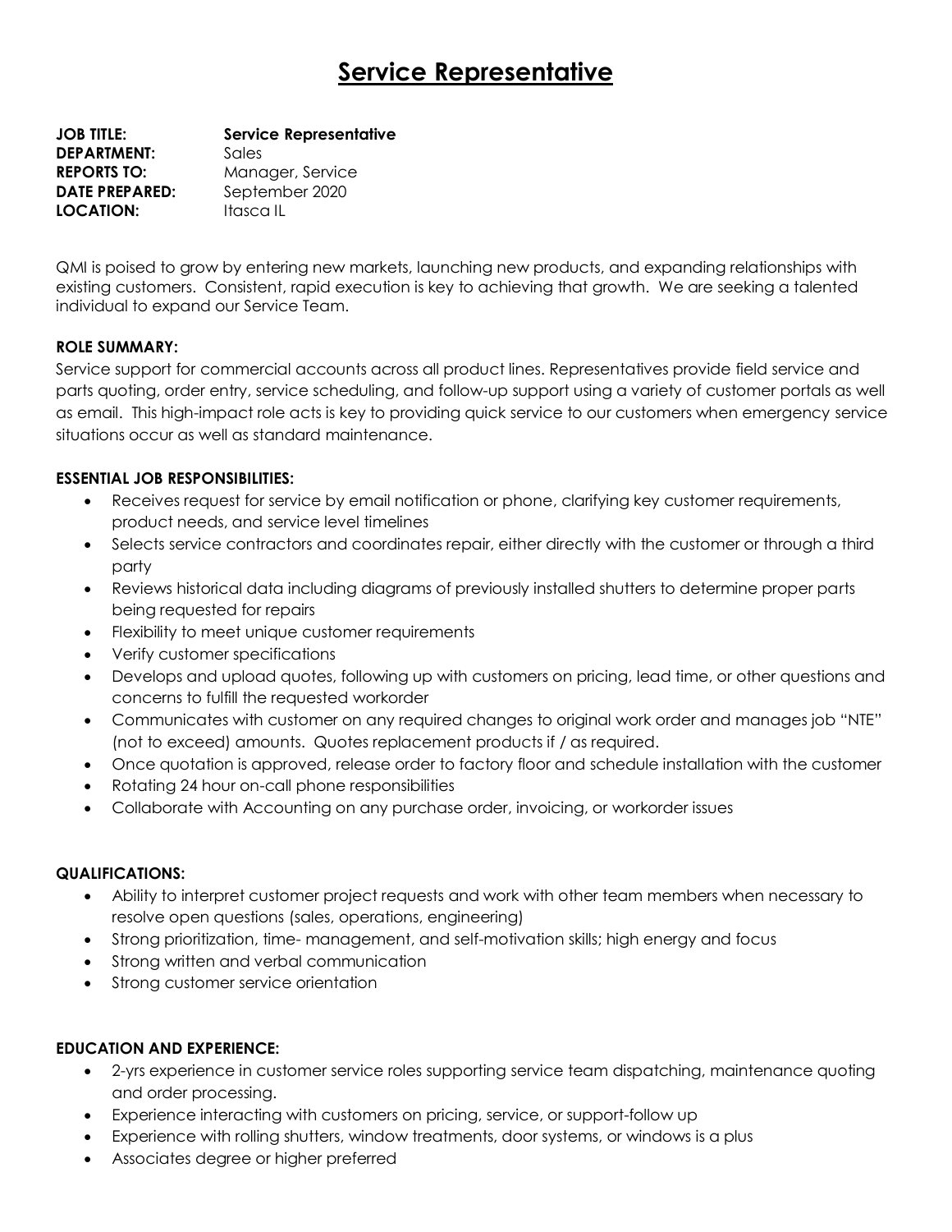# Service Representative

**JOB TITLE:** **Service Representative**
**DEPARTMENT:** Sales
**REPORTS TO:** Manager, Service
**DATE PREPARED:** September 2020
**LOCATION:** Itasca IL

QMI is poised to grow by entering new markets, launching new products, and expanding relationships with existing customers. Consistent, rapid execution is key to achieving that growth. We are seeking a talented individual to expand our Service Team.

**ROLE SUMMARY:**
Service support for commercial accounts across all product lines. Representatives provide field service and parts quoting, order entry, service scheduling, and follow-up support using a variety of customer portals as well as email. This high-impact role acts is key to providing quick service to our customers when emergency service situations occur as well as standard maintenance.

**ESSENTIAL JOB RESPONSIBILITIES:**

- Receives request for service by email notification or phone, clarifying key customer requirements, product needs, and service level timelines
- Selects service contractors and coordinates repair, either directly with the customer or through a third party
- Reviews historical data including diagrams of previously installed shutters to determine proper parts being requested for repairs
- Flexibility to meet unique customer requirements
- Verify customer specifications
- Develops and upload quotes, following up with customers on pricing, lead time, or other questions and concerns to fulfill the requested workorder
- Communicates with customer on any required changes to original work order and manages job "NTE" (not to exceed) amounts. Quotes replacement products if / as required.
- Once quotation is approved, release order to factory floor and schedule installation with the customer
- Rotating 24 hour on-call phone responsibilities
- Collaborate with Accounting on any purchase order, invoicing, or workorder issues

**QUALIFICATIONS:**

- Ability to interpret customer project requests and work with other team members when necessary to resolve open questions (sales, operations, engineering)
- Strong prioritization, time- management, and self-motivation skills; high energy and focus
- Strong written and verbal communication
- Strong customer service orientation

**EDUCATION AND EXPERIENCE:**

- 2-yrs experience in customer service roles supporting service team dispatching, maintenance quoting and order processing.
- Experience interacting with customers on pricing, service, or support-follow up
- Experience with rolling shutters, window treatments, door systems, or windows is a plus
- Associates degree or higher preferred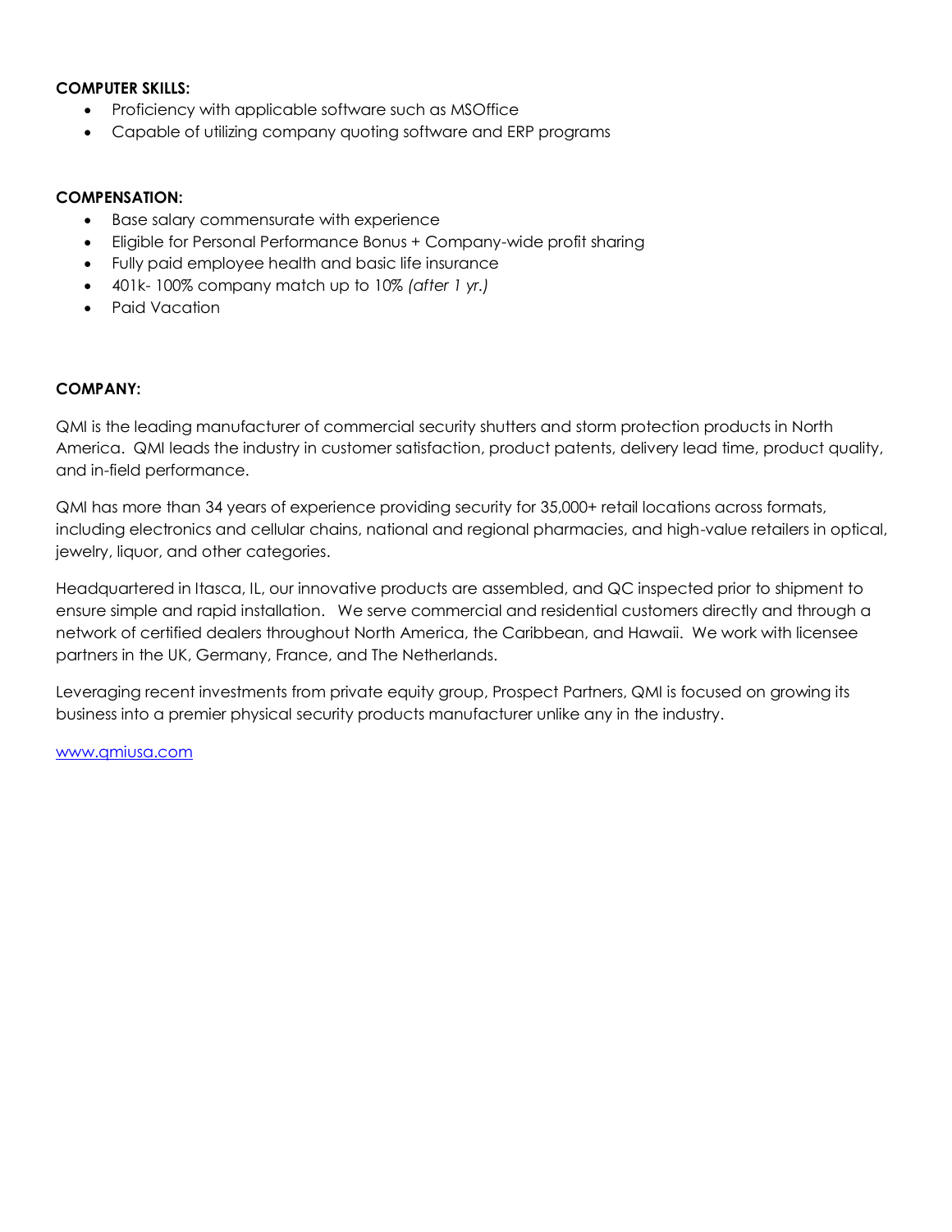**COMPUTER SKILLS:**

- Proficiency with applicable software such as MSOffice
- Capable of utilizing company quoting software and ERP programs

**COMPENSATION:**

- Base salary commensurate with experience
- Eligible for Personal Performance Bonus + Company-wide profit sharing
- Fully paid employee health and basic life insurance
- 401k- 100% company match up to 10% *(after 1 yr.)*
- Paid Vacation

**COMPANY:**

QMI is the leading manufacturer of commercial security shutters and storm protection products in North America. QMI leads the industry in customer satisfaction, product patents, delivery lead time, product quality, and in-field performance.

QMI has more than 34 years of experience providing security for 35,000+ retail locations across formats, including electronics and cellular chains, national and regional pharmacies, and high-value retailers in optical, jewelry, liquor, and other categories.

Headquartered in Itasca, IL, our innovative products are assembled, and QC inspected prior to shipment to ensure simple and rapid installation. We serve commercial and residential customers directly and through a network of certified dealers throughout North America, the Caribbean, and Hawaii. We work with licensee partners in the UK, Germany, France, and The Netherlands.

Leveraging recent investments from private equity group, Prospect Partners, QMI is focused on growing its business into a premier physical security products manufacturer unlike any in the industry.

[www.qmiusa.com](http://www.qmiusa.com)